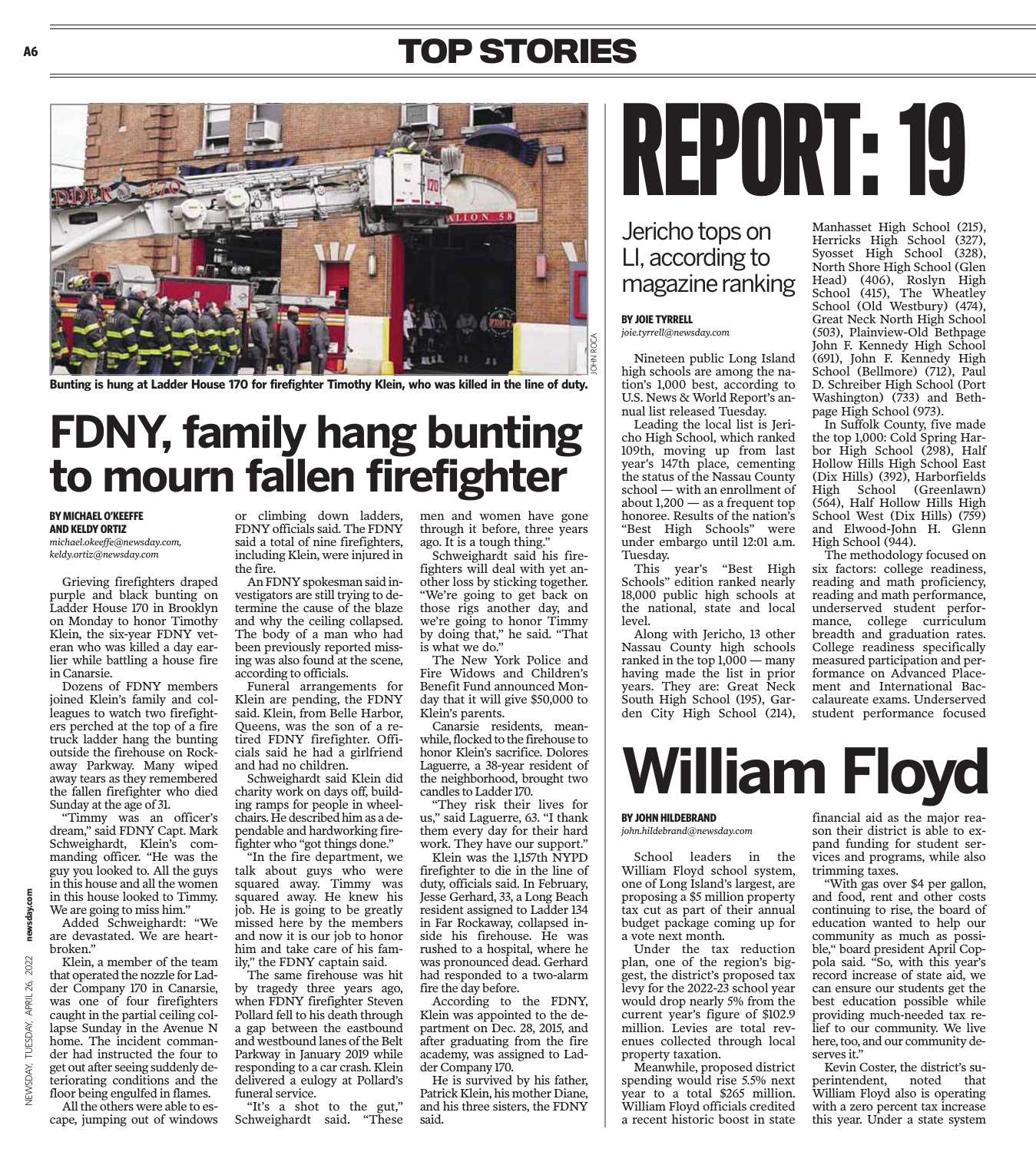# TOP STORIES

Bunting is hung at Ladder House 170 for firefighter Timothy Klein, who was killed in the line of duty.

## FDNY, family hang bunting to mourn fallen firefighter

**BY MICHAEL O'KEEFFE AND KELDY ORTIZ**
*michael.okeeffe@newsday.com, keldy.ortiz@newsday.com*

Grieving firefighters draped purple and black bunting on Ladder House 170 in Brooklyn on Monday to honor Timothy Klein, the six-year FDNY veteran who was killed a day earlier while battling a house fire in Canarsie.

Dozens of FDNY members joined Klein's family and colleagues to watch two firefighters perched at the top of a fire truck ladder hang the bunting outside the firehouse on Rockaway Parkway. Many wiped away tears as they remembered the fallen firefighter who died Sunday at the age of 31.

"Timmy was an officer's dream," said FDNY Capt. Mark Schweighardt, Klein's commanding officer. "He was the guy you looked to. All the guys in this house and all the women in this house looked to Timmy. We are going to miss him."

Added Schweighardt: "We are devastated. We are heartbroken."

Klein, a member of the team that operated the nozzle for Ladder Company 170 in Canarsie, was one of four firefighters caught in the partial ceiling collapse Sunday in the Avenue N home. The incident commander had instructed the four to get out after seeing suddenly deteriorating conditions and the floor being engulfed in flames.

All the others were able to escape, jumping out of windows or climbing down ladders, FDNY officials said. The FDNY said a total of nine firefighters, including Klein, were injured in the fire.

An FDNY spokesman said investigators are still trying to determine the cause of the blaze and why the ceiling collapsed. The body of a man who had been previously reported missing was also found at the scene, according to officials.

Funeral arrangements for Klein are pending, the FDNY said. Klein, from Belle Harbor, Queens, was the son of a retired FDNY firefighter. Officials said he had a girlfriend and had no children.

Schweighardt said Klein did charity work on days off, building ramps for people in wheelchairs. He described him as a dependable and hardworking firefighter who "got things done."

"In the fire department, we talk about guys who were squared away. Timmy was squared away. He knew his job. He is going to be greatly missed here by the members and now it is our job to honor him and take care of his family," the FDNY captain said.

The same firehouse was hit by tragedy three years ago, when FDNY firefighter Steven Pollard fell to his death through a gap between the eastbound and westbound lanes of the Belt Parkway in January 2019 while responding to a car crash. Klein delivered a eulogy at Pollard's funeral service.

"It's a shot to the gut," Schweighardt said. "These men and women have gone through it before, three years ago. It is a tough thing."

Schweighardt said his firefighters will deal with yet another loss by sticking together. "We're going to get back on those rigs another day, and we're going to honor Timmy by doing that," he said. "That is what we do."

The New York Police and Fire Widows and Children's Benefit Fund announced Monday that it will give $50,000 to Klein's parents.

Canarsie residents, meanwhile, flocked to the firehouse to honor Klein's sacrifice. Dolores Laguerre, a 38-year resident of the neighborhood, brought two candles to Ladder 170.

"They risk their lives for us," said Laguerre, 63. "I thank them every day for their hard work. They have our support."

Klein was the 1,157th NYPD firefighter to die in the line of duty, officials said. In February, Jesse Gerhard, 33, a Long Beach resident assigned to Ladder 134 in Far Rockaway, collapsed inside his firehouse. He was rushed to a hospital, where he was pronounced dead. Gerhard had responded to a two-alarm fire the day before.

According to the FDNY, Klein was appointed to the department on Dec. 28, 2015, and after graduating from the fire academy, was assigned to Ladder Company 170.

He is survived by his father, Patrick Klein, his mother Diane, and his three sisters, the FDNY said.

# REPORT: 19

### Jericho tops on LI, according to magazine ranking

**BY JOIE TYRRELL**
*joie.tyrrell@newsday.com*

Nineteen public Long Island high schools are among the nation's 1,000 best, according to U.S. News & World Report's annual list released Tuesday.

Leading the local list is Jericho High School, which ranked 109th, moving up from last year's 147th place, cementing the status of the Nassau County school — with an enrollment of about 1,200 — as a frequent top honoree. Results of the nation's "Best High Schools" were under embargo until 12:01 a.m. Tuesday.

This year's "Best High Schools" edition ranked nearly 18,000 public high schools at the national, state and local level.

Along with Jericho, 13 other Nassau County high schools ranked in the top 1,000 — many having made the list in prior years. They are: Great Neck South High School (195), Garden City High School (214), Manhasset High School (215), Herricks High School (327), Syosset High School (328), North Shore High School (Glen Head) (406), Roslyn High School (415), The Wheatley School (Old Westbury) (474), Great Neck North High School (503), Plainview-Old Bethpage John F. Kennedy High School (691), John F. Kennedy High School (Bellmore) (712), Paul D. Schreiber High School (Port Washington) (733) and Bethpage High School (973).

In Suffolk County, five made the top 1,000: Cold Spring Harbor High School (298), Half Hollow Hills High School East (Dix Hills) (392), Harborfields High School (Greenlawn) (564), Half Hollow Hills High School West (Dix Hills) (759) and Elwood-John H. Glenn High School (944).

The methodology focused on six factors: college readiness, reading and math proficiency, reading and math performance, underserved student performance, college curriculum breadth and graduation rates. College readiness specifically measured participation and performance on Advanced Placement and International Baccalaureate exams. Underserved student performance focused

# William Floyd

**BY JOHN HILDEBRAND**
*john.hildebrand@newsday.com*

School leaders in the William Floyd school system, one of Long Island's largest, are proposing a $5 million property tax cut as part of their annual budget package coming up for a vote next month.

Under the tax reduction plan, one of the region's biggest, the district's proposed tax levy for the 2022-23 school year would drop nearly 5% from the current year's figure of $102.9 million. Levies are total revenues collected through local property taxation.

Meanwhile, proposed district spending would rise 5.5% next year to a total $265 million. William Floyd officials credited a recent historic boost in state financial aid as the major reason their district is able to expand funding for student services and programs, while also trimming taxes.

"With gas over $4 per gallon, and food, rent and other costs continuing to rise, the board of education wanted to help our community as much as possible," board president April Coppola said. "So, with this year's record increase of state aid, we can ensure our students get the best education possible while providing much-needed tax relief to our community. We live here, too, and our community deserves it."

Kevin Coster, the district's superintendent, noted that William Floyd also is operating with a zero percent tax increase this year. Under a state system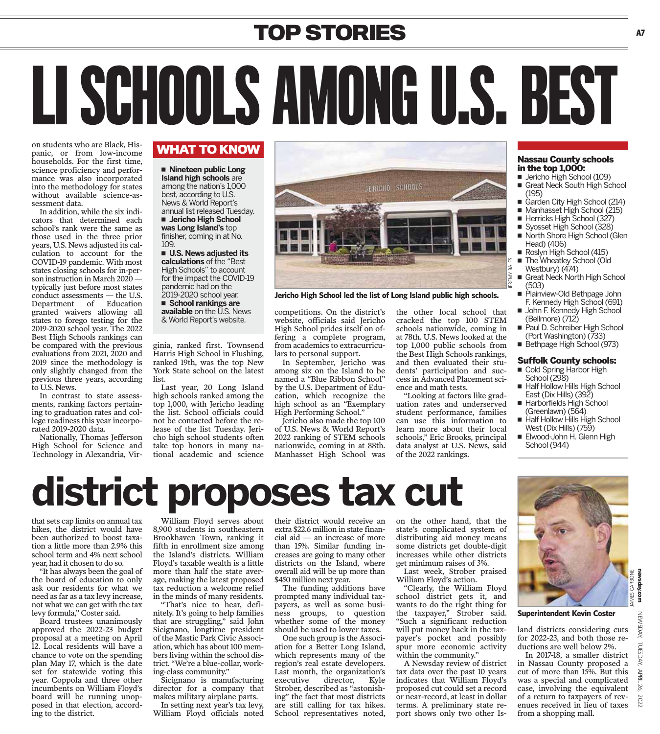# TOP STORIES

# LI SCHOOLS AMONG U.S. BEST

on students who are Black, Hispanic, or from low-income households. For the first time, science proficiency and performance was also incorporated into the methodology for states without available science-assessment data.

In addition, while the six indicators that determined each school's rank were the same as those used in the three prior years, U.S. News adjusted its calculation to account for the COVID-19 pandemic. With most states closing schools for in-person instruction in March 2020 — typically just before most states conduct assessments — the U.S. Department of Education granted waivers allowing all states to forego testing for the 2019-2020 school year. The 2022 Best High Schools rankings can be compared with the previous evaluations from 2021, 2020 and 2019 since the methodology is only slightly changed from the previous three years, according to U.S. News.

In contrast to state assessments, ranking factors pertaining to graduation rates and college readiness this year incorporated 2019-2020 data.

Nationally, Thomas Jefferson High School for Science and Technology in Alexandria, Virginia, ranked first. Townsend Harris High School in Flushing, ranked 19th, was the top New York State school on the latest list.

Last year, 20 Long Island high schools ranked among the top 1,000, with Jericho leading the list. School officials could not be contacted before the release of the list Tuesday. Jericho high school students often take top honors in many national academic and science competitions. On the district's website, officials said Jericho High School prides itself on offering a complete program, from academics to extracurriculars to personal support.

In September, Jericho was among six on the Island to be named a "Blue Ribbon School" by the U.S. Department of Education, which recognize the high school as an "Exemplary High Performing School."

Jericho also made the top 100 of U.S. News & World Report's 2022 ranking of STEM schools nationwide, coming in at 88th. Manhasset High School was the other local school that cracked the top 100 STEM schools nationwide, coming in at 78th. U.S. News looked at the top 1,000 public schools from the Best High Schools rankings, and then evaluated their students' participation and success in Advanced Placement science and math tests.

"Looking at factors like graduation rates and underserved student performance, families can use this information to learn more about their local schools," Eric Brooks, principal data analyst at U.S. News, said of the 2022 rankings.

## WHAT TO KNOW

- **Nineteen public Long Island high schools** are among the nation's 1,000 best, according to U.S. News & World Report's annual list released Tuesday.
- **Jericho High School was Long Island's** top finisher, coming in at No. 109.
- **U.S. News adjusted its calculations** of the "Best High Schools" to account for the impact the COVID-19 pandemic had on the 2019-2020 school year.
- **School rankings are available** on the U.S. News & World Report's website.

JEREMY BALES

Jericho High School led the list of Long Island public high schools.

### Nassau County schools in the top 1,000:

- Jericho High School (109)
- Great Neck South High School (195)
- Garden City High School (214)
- Manhasset High School (215)
- Herricks High School (327)
- Syosset High School (328)
- North Shore High School (Glen Head) (406)
- Roslyn High School (415)
- The Wheatley School (Old Westbury) (474)
- Great Neck North High School (503)
- Plainview-Old Bethpage John F. Kennedy High School (691)
- John F. Kennedy High School (Bellmore) (712)
- Paul D. Schreiber High School (Port Washington) (733)
- Bethpage High School (973)

### Suffolk County schools:

- Cold Spring Harbor High School (298)
- Half Hollow Hills High School East (Dix Hills) (392)
- Harborfields High School (Greenlawn) (564)
- Half Hollow Hills High School West (Dix Hills) (759)
- Elwood-John H. Glenn High School (944)

# district proposes tax cut

that sets cap limits on annual tax hikes, the district would have been authorized to boost taxation a little more than 2.9% this school term and 4% next school year, had it chosen to do so.

"It has always been the goal of the board of education to only ask our residents for what we need as far as a tax levy increase, not what we can get with the tax levy formula," Coster said.

Board trustees unanimously approved the 2022-23 budget proposal at a meeting on April 12. Local residents will have a chance to vote on the spending plan May 17, which is the date set for statewide voting this year. Coppola and three other incumbents on William Floyd's board will be running unopposed in that election, according to the district.

William Floyd serves about 8,900 students in southeastern Brookhaven Town, ranking it fifth in enrollment size among the Island's districts. William Floyd's taxable wealth is a little more than half the state average, making the latest proposed tax reduction a welcome relief in the minds of many residents.

"That's nice to hear, definitely. It's going to help families that are struggling," said John Sicignano, longtime president of the Mastic Park Civic Association, which has about 100 members living within the school district. "We're a blue-collar, working-class community."

Sicignano is manufacturing director for a company that makes military airplane parts.

In setting next year's tax levy, William Floyd officials noted their district would receive an extra $22.6 million in state financial aid — an increase of more than 15%. Similar funding increases are going to many other districts on the Island, where overall aid will be up more than $450 million next year.

The funding additions have prompted many individual taxpayers, as well as some business groups, to question whether some of the money should be used to lower taxes.

One such group is the Association for a Better Long Island, which represents many of the region's real estate developers. Last month, the organization's executive director, Kyle Strober, described as "astonishing" the fact that most districts are still calling for tax hikes. School representatives noted, on the other hand, that the state's complicated system of distributing aid money means some districts get double-digit increases while other districts get minimum raises of 3%.

Last week, Strober praised William Floyd's action.

"Clearly, the William Floyd school district gets it, and wants to do the right thing for the taxpayer," Strober said. "Such a significant reduction will put money back in the taxpayer's pocket and possibly spur more economic activity within the community."

A Newsday review of district tax data over the past 10 years indicates that William Floyd's proposed cut could set a record or near-record, at least in dollar terms. A preliminary state report shows only two other Island districts considering cuts for 2022-23, and both those reductions are well below 2%.

In 2017-18, a smaller district in Nassau County proposed a cut of more than 15%. But this was a special and complicated case, involving the equivalent of a return to taxpayers of revenues received in lieu of taxes from a shopping mall.

JAMES CARBONE

Superintendent Kevin Coster